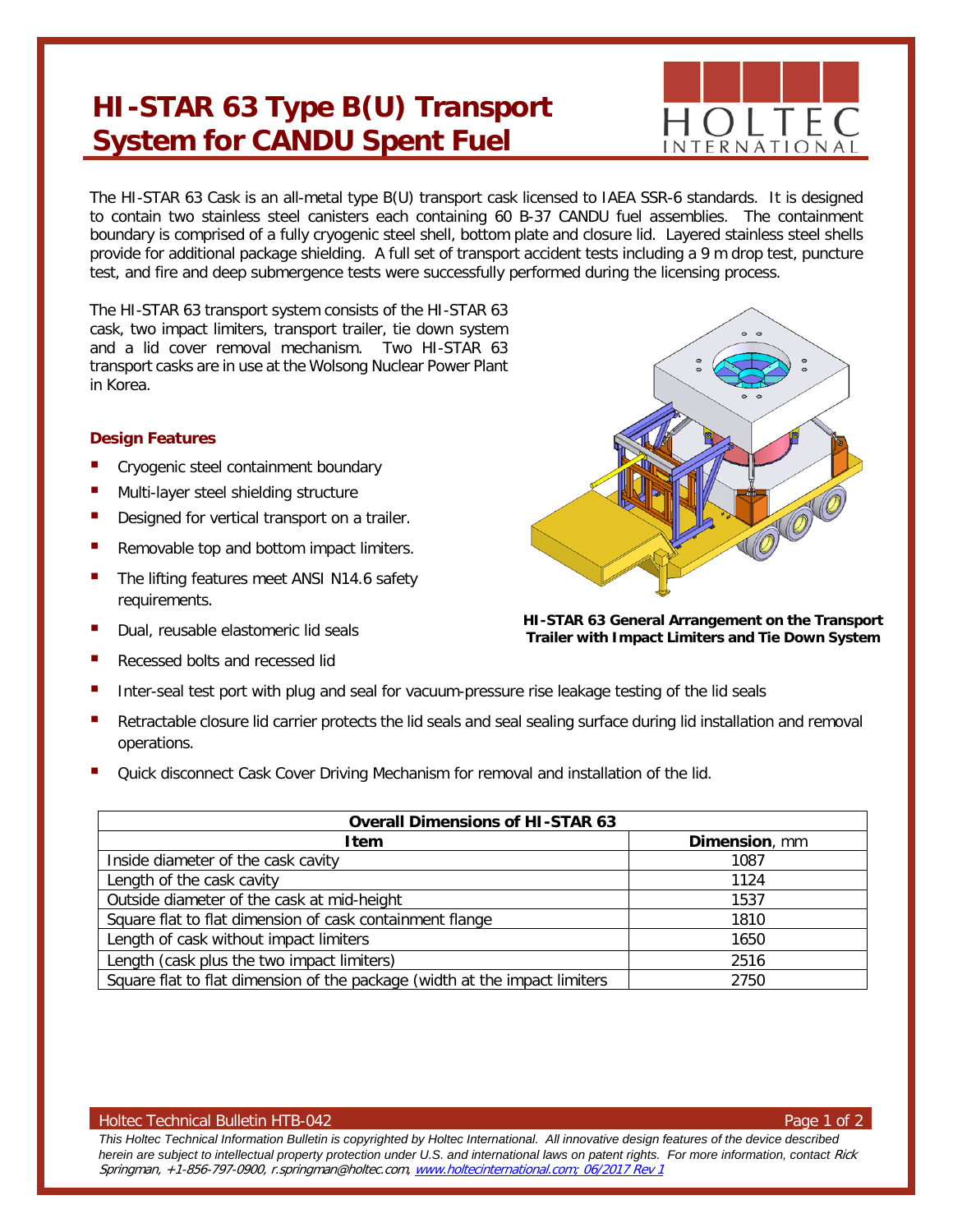# HI-STAR 63 Type B(U) Transport System for CANDU Spent Fuel

The HI-STAR 63 Cask is an all-metal type B(U) transport cask licensed to IAEA SSR-6 standards. It is designed to contain two stainless steel canisters each containing 60 B-37 CANDU fuel assemblies. The containment boundary is comprised of a fully cryogenic steel shell, bottom plate and closure lid. Layered stainless steel shells provide for additional package shielding. A full set of transport accident tests including a 9 m drop test, puncture test, and fire and deep submergence tests were successfully performed during the licensing process.

The HI-STAR 63 transport system consists of the HI-STAR 63 cask, two impact limiters, transport trailer, tie down system and a lid cover removal mechanism. Two HI-STAR 63 transport casks are in use at the Wolsong Nuclear Power Plant in Korea.

**HI-STAR 63 General Arrangement on the Transport Trailer with Impact Limiters and Tie Down System**

### Design Features

- Cryogenic steel containment boundary
- Multi-layer steel shielding structure
- Designed for vertical transport on a trailer.
- Removable top and bottom impact limiters.
- The lifting features meet ANSI N14.6 safety requirements.
- Dual, reusable elastomeric lid seals
- Recessed bolts and recessed lid
- Inter-seal test port with plug and seal for vacuum-pressure rise leakage testing of the lid seals
- Retractable closure lid carrier protects the lid seals and seal sealing surface during lid installation and removal operations.
- Quick disconnect Cask Cover Driving Mechanism for removal and installation of the lid.

| **Overall Dimensions of HI-STAR 63** | |
|---|---|
| **Item** | **Dimension**, mm |
| Inside diameter of the cask cavity | 1087 |
| Length of the cask cavity | 1124 |
| Outside diameter of the cask at mid-height | 1537 |
| Square flat to flat dimension of cask containment flange | 1810 |
| Length of cask without impact limiters | 1650 |
| Length (cask plus the two impact limiters) | 2516 |
| Square flat to flat dimension of the package (width at the impact limiters | 2750 |

Holtec Technical Bulletin HTB-042

*This Holtec Technical Information Bulletin is copyrighted by Holtec International. All innovative design features of the device described herein are subject to intellectual property protection under U.S. and international laws on patent rights. For more information, contact Rick Springman, +1-856-797-0900, r.springman@holtec.com, www.holtecinternational.com; 06/2017 Rev 1*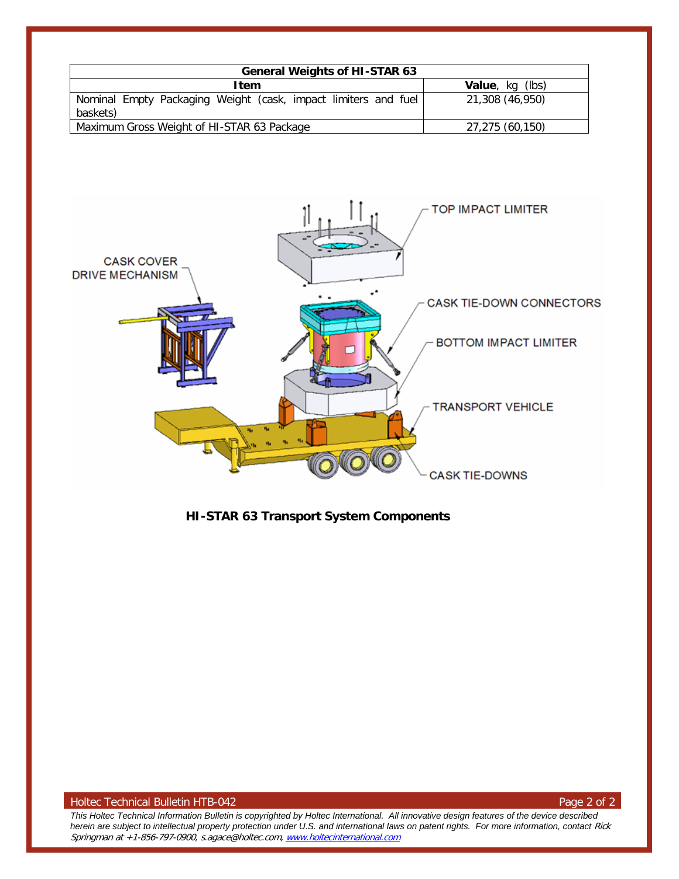| General Weights of HI-STAR 63 | |
|---|---|
| **Item** | **Value**, kg (lbs) |
| Nominal Empty Packaging Weight (cask, impact limiters and fuel baskets) | 21,308 (46,950) |
| Maximum Gross Weight of HI-STAR 63 Package | 27,275 (60,150) |

TOP IMPACT LIMITER

CASK COVER DRIVE MECHANISM

CASK TIE-DOWN CONNECTORS

BOTTOM IMPACT LIMITER

TRANSPORT VEHICLE

CASK TIE-DOWNS

**HI-STAR 63 Transport System Components**

*This Holtec Technical Information Bulletin is copyrighted by Holtec International. All innovative design features of the device described herein are subject to intellectual property protection under U.S. and international laws on patent rights. For more information, contact Rick Springman at +1-856-797-0900, s.agace@holtec.com, www.holtecinternational.com*